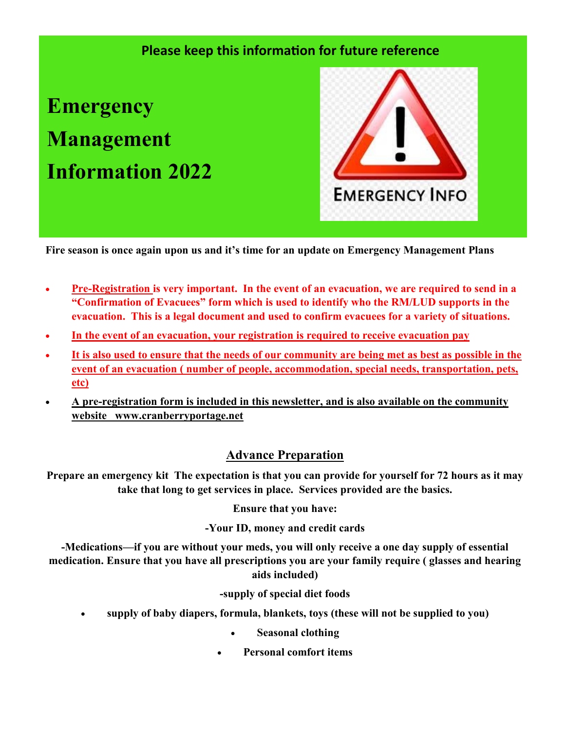**Please keep this information for future reference**

# Emergency Management Information 2022

**EMERGENCY INFO**

**Fire season is once again upon us and it's time for an update on Emergency Management Plans**

- **Pre-Registration is very important. In the event of an evacuation, we are required to send in a "Confirmation of Evacuees" form which is used to identify who the RM/LUD supports in the evacuation. This is a legal document and used to confirm evacuees for a variety of situations.**
- **In the event of an evacuation, your registration is required to receive evacuation pay**
- **It is also used to ensure that the needs of our community are being met as best as possible in the event of an evacuation ( number of people, accommodation, special needs, transportation, pets, etc)**
- **A pre-registration form is included in this newsletter, and is also available on the community website www.cranberryportage.net**

## Advance Preparation

**Prepare an emergency kit The expectation is that you can provide for yourself for 72 hours as it may take that long to get services in place. Services provided are the basics.**

**Ensure that you have:**

**-Your ID, money and credit cards**

**-Medications—if you are without your meds, you will only receive a one day supply of essential medication. Ensure that you have all prescriptions you are your family require ( glasses and hearing aids included)**

**-supply of special diet foods**

- **supply of baby diapers, formula, blankets, toys (these will not be supplied to you)**
- **Seasonal clothing**
- **Personal comfort items**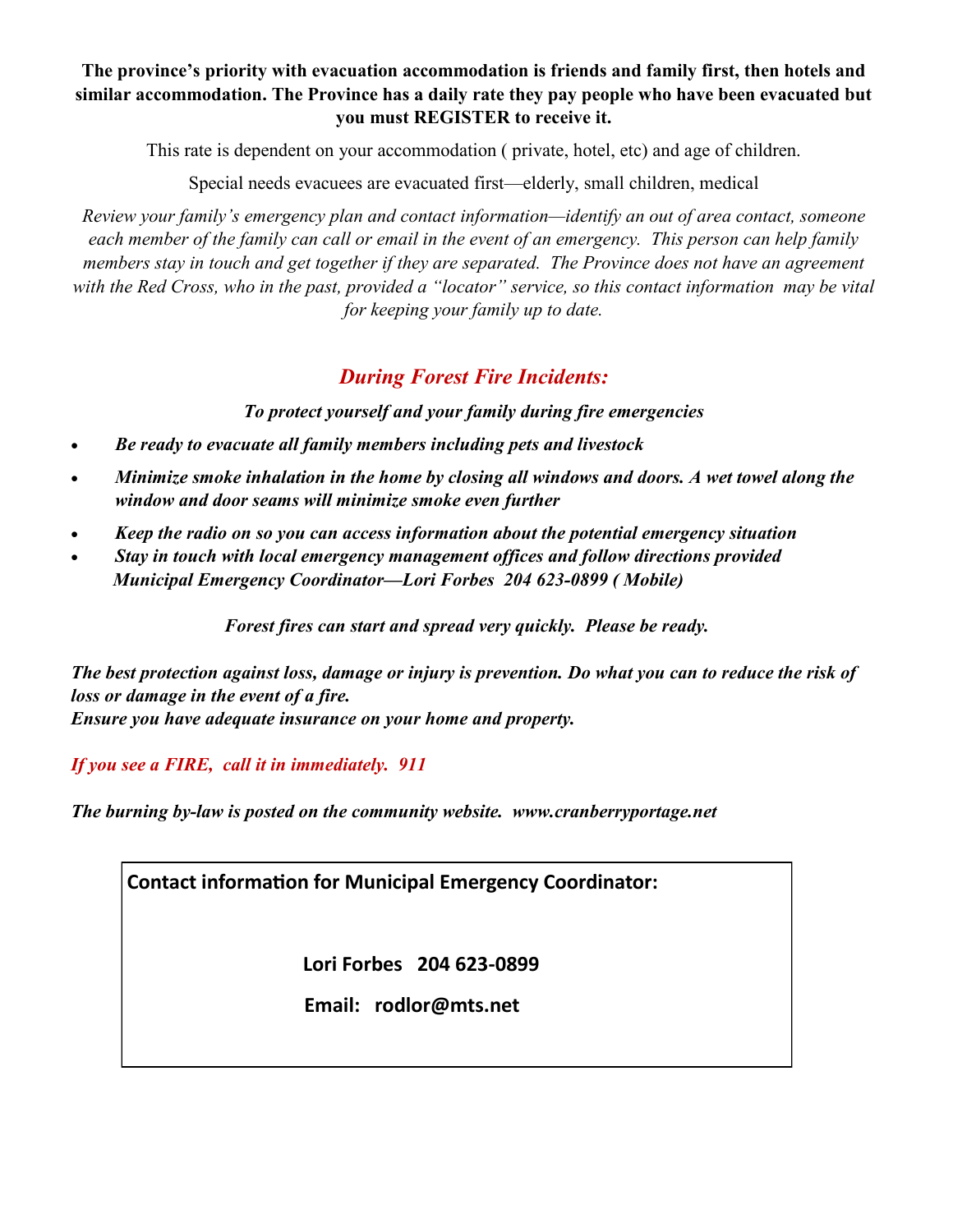**The province's priority with evacuation accommodation is friends and family first, then hotels and similar accommodation. The Province has a daily rate they pay people who have been evacuated but you must REGISTER to receive it.**

This rate is dependent on your accommodation ( private, hotel, etc) and age of children.

Special needs evacuees are evacuated first—elderly, small children, medical

*Review your family's emergency plan and contact information—identify an out of area contact, someone each member of the family can call or email in the event of an emergency. This person can help family members stay in touch and get together if they are separated. The Province does not have an agreement with the Red Cross, who in the past, provided a "locator" service, so this contact information may be vital for keeping your family up to date.*

## *During Forest Fire Incidents:*

***To protect yourself and your family during fire emergencies***

- ***Be ready to evacuate all family members including pets and livestock***
- ***Minimize smoke inhalation in the home by closing all windows and doors. A wet towel along the window and door seams will minimize smoke even further***
- ***Keep the radio on so you can access information about the potential emergency situation***
- ***Stay in touch with local emergency management offices and follow directions provided***
  ***Municipal Emergency Coordinator—Lori Forbes 204 623-0899 ( Mobile)***

***Forest fires can start and spread very quickly. Please be ready.***

***The best protection against loss, damage or injury is prevention. Do what you can to reduce the risk of loss or damage in the event of a fire.***
***Ensure you have adequate insurance on your home and property.***

*If you see a FIRE, call it in immediately. 911*

***The burning by-law is posted on the community website. www.cranberryportage.net***

**Contact information for Municipal Emergency Coordinator:**

**Lori Forbes 204 623-0899**

**Email: rodlor@mts.net**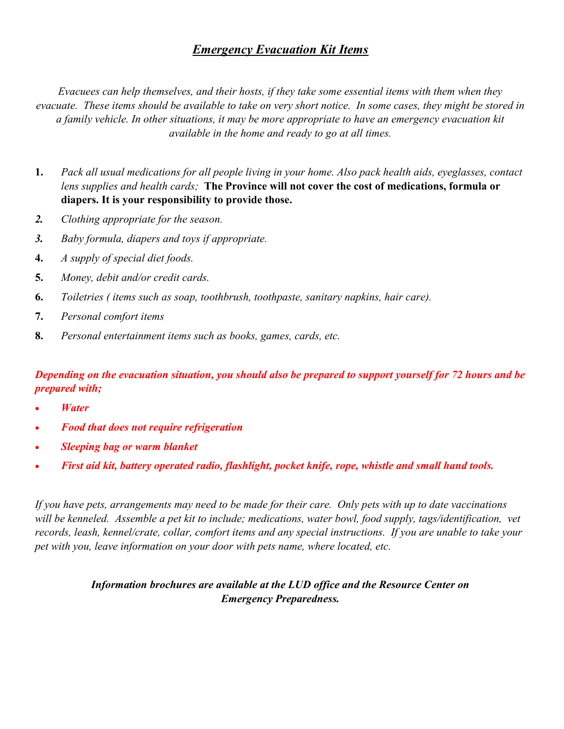# ***Emergency Evacuation Kit Items***

*Evacuees can help themselves, and their hosts, if they take some essential items with them when they evacuate. These items should be available to take on very short notice. In some cases, they might be stored in a family vehicle. In other situations, it may be more appropriate to have an emergency evacuation kit available in the home and ready to go at all times.*

1. *Pack all usual medications for all people living in your home. Also pack health aids, eyeglasses, contact lens supplies and health cards;* **The Province will not cover the cost of medications, formula or diapers. It is your responsibility to provide those.**
2. *Clothing appropriate for the season.*
3. *Baby formula, diapers and toys if appropriate.*
4. *A supply of special diet foods.*
5. *Money, debit and/or credit cards.*
6. *Toiletries ( items such as soap, toothbrush, toothpaste, sanitary napkins, hair care).*
7. *Personal comfort items*
8. *Personal entertainment items such as books, games, cards, etc.*

***Depending on the evacuation situation, you should also be prepared to support yourself for 72 hours and be prepared with;***

- ***Water***
- ***Food that does not require refrigeration***
- ***Sleeping bag or warm blanket***
- ***First aid kit, battery operated radio, flashlight, pocket knife, rope, whistle and small hand tools.***

*If you have pets, arrangements may need to be made for their care. Only pets with up to date vaccinations will be kenneled. Assemble a pet kit to include; medications, water bowl, food supply, tags/identification, vet records, leash, kennel/crate, collar, comfort items and any special instructions. If you are unable to take your pet with you, leave information on your door with pets name, where located, etc.*

***Information brochures are available at the LUD office and the Resource Center on Emergency Preparedness.***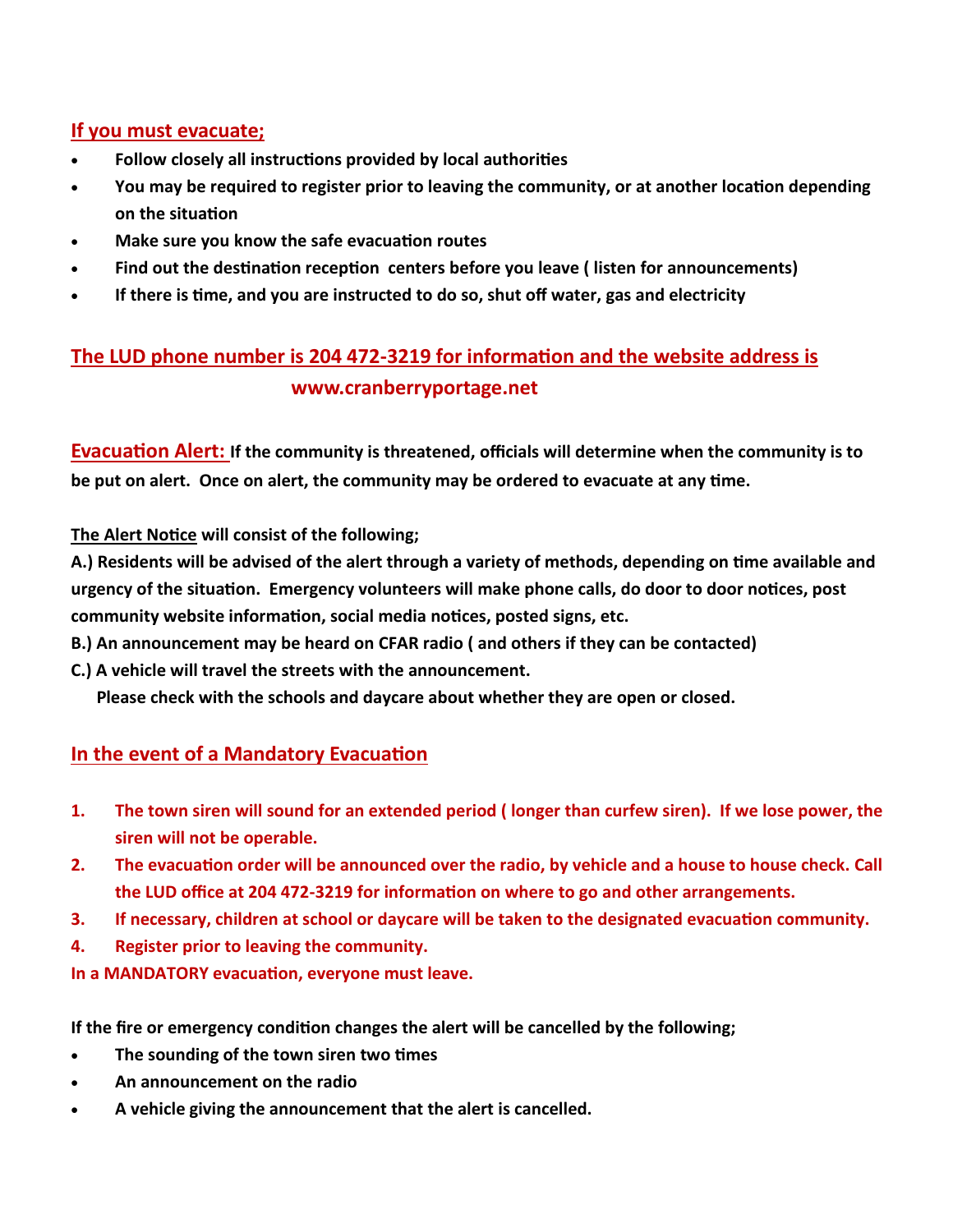## If you must evacuate;

- **Follow closely all instructions provided by local authorities**
- **You may be required to register prior to leaving the community, or at another location depending on the situation**
- **Make sure you know the safe evacuation routes**
- **Find out the destination reception centers before you leave ( listen for announcements)**
- **If there is time, and you are instructed to do so, shut off water, gas and electricity**

## The LUD phone number is 204 472-3219 for information and the website address is www.cranberryportage.net

**Evacuation Alert:** **If the community is threatened, officials will determine when the community is to be put on alert. Once on alert, the community may be ordered to evacuate at any time.**

**The Alert Notice will consist of the following;**

**A.) Residents will be advised of the alert through a variety of methods, depending on time available and urgency of the situation. Emergency volunteers will make phone calls, do door to door notices, post community website information, social media notices, posted signs, etc.**

**B.) An announcement may be heard on CFAR radio ( and others if they can be contacted)**

**C.) A vehicle will travel the streets with the announcement.**

**Please check with the schools and daycare about whether they are open or closed.**

## In the event of a Mandatory Evacuation

1. **The town siren will sound for an extended period ( longer than curfew siren). If we lose power, the siren will not be operable.**
2. **The evacuation order will be announced over the radio, by vehicle and a house to house check. Call the LUD office at 204 472-3219 for information on where to go and other arrangements.**
3. **If necessary, children at school or daycare will be taken to the designated evacuation community.**
4. **Register prior to leaving the community.**

**In a MANDATORY evacuation, everyone must leave.**

**If the fire or emergency condition changes the alert will be cancelled by the following;**

- **The sounding of the town siren two times**
- **An announcement on the radio**
- **A vehicle giving the announcement that the alert is cancelled.**